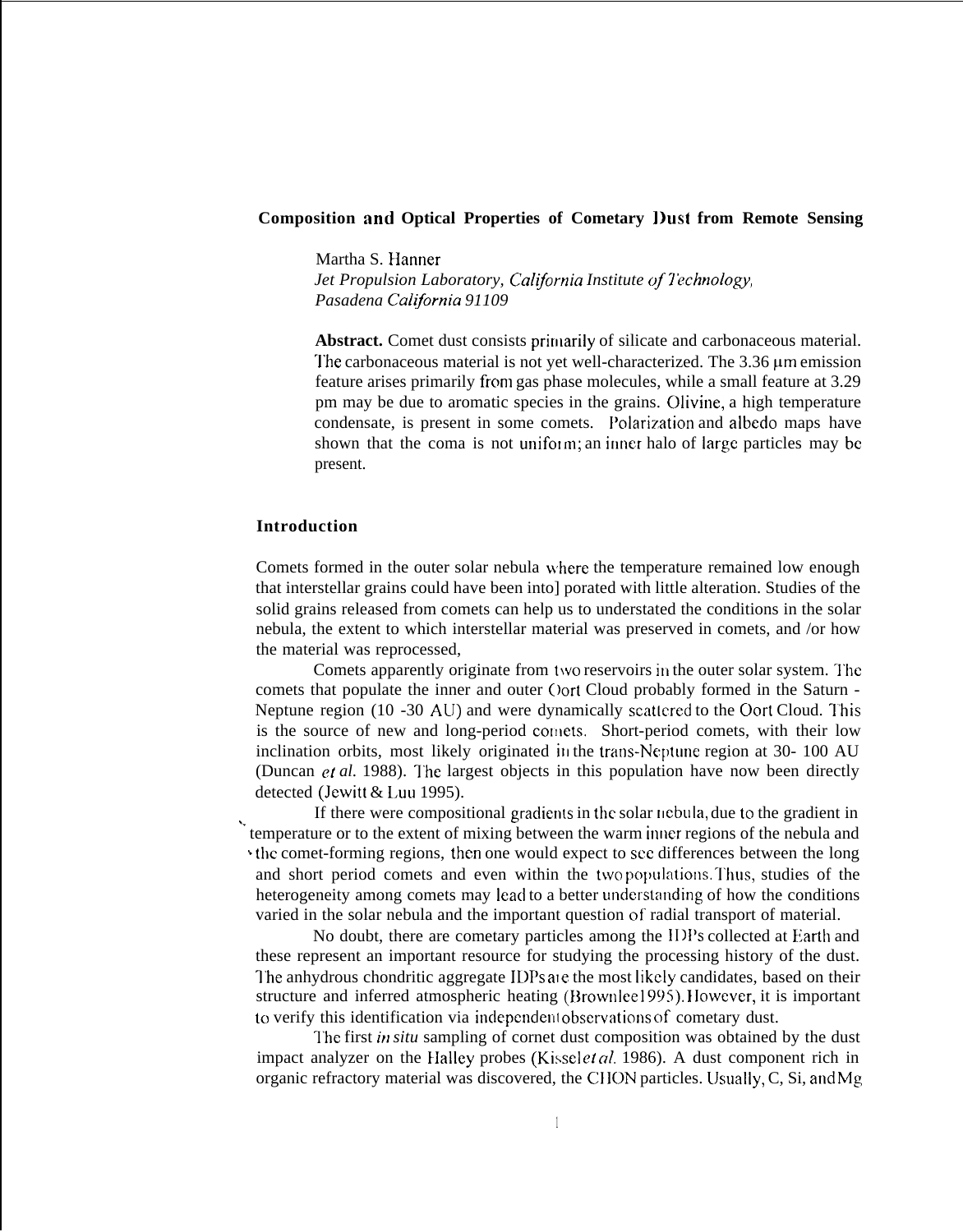# Composition and Optical Properties of Cometary Dust from Remote Sensing

Martha S. Hanner
*Jet Propulsion Laboratory, California Institute of Technology, Pasadena California 91109*

**Abstract.** Comet dust consists primarily of silicate and carbonaceous material. The carbonaceous material is not yet well-characterized. The 3.36 μm emission feature arises primarily from gas phase molecules, while a small feature at 3.29 pm may be due to aromatic species in the grains. Olivine, a high temperature condensate, is present in some comets. Polarization and albedo maps have shown that the coma is not uniform; an inner halo of large particles may be present.

## Introduction

Comets formed in the outer solar nebula where the temperature remained low enough that interstellar grains could have been into] porated with little alteration. Studies of the solid grains released from comets can help us to understated the conditions in the solar nebula, the extent to which interstellar material was preserved in comets, and /or how the material was reprocessed,

Comets apparently originate from two reservoirs in the outer solar system. The comets that populate the inner and outer Oort Cloud probably formed in the Saturn - Neptune region (10 -30 AU) and were dynamically scattered to the Oort Cloud. This is the source of new and long-period comets. Short-period comets, with their low inclination orbits, most likely originated in the trans-Neptune region at 30- 100 AU (Duncan *et al.* 1988). The largest objects in this population have now been directly detected (Jewitt & Luu 1995).

If there were compositional gradients in the solar nebula, due to the gradient in temperature or to the extent of mixing between the warm inner regions of the nebula and the comet-forming regions, then one would expect to see differences between the long and short period comets and even within the two populations. Thus, studies of the heterogeneity among comets may lead to a better understanding of how the conditions varied in the solar nebula and the important question of radial transport of material.

No doubt, there are cometary particles among the IDPs collected at Earth and these represent an important resource for studying the processing history of the dust. The anhydrous chondritic aggregate IDPs are the most likely candidates, based on their structure and inferred atmospheric heating (Brownlee 1995). However, it is important to verify this identification via independent observations of cometary dust.

The first *in situ* sampling of cornet dust composition was obtained by the dust impact analyzer on the Halley probes (Kissel *et al.* 1986). A dust component rich in organic refractory material was discovered, the CHON particles. Usually, C, Si, and Mg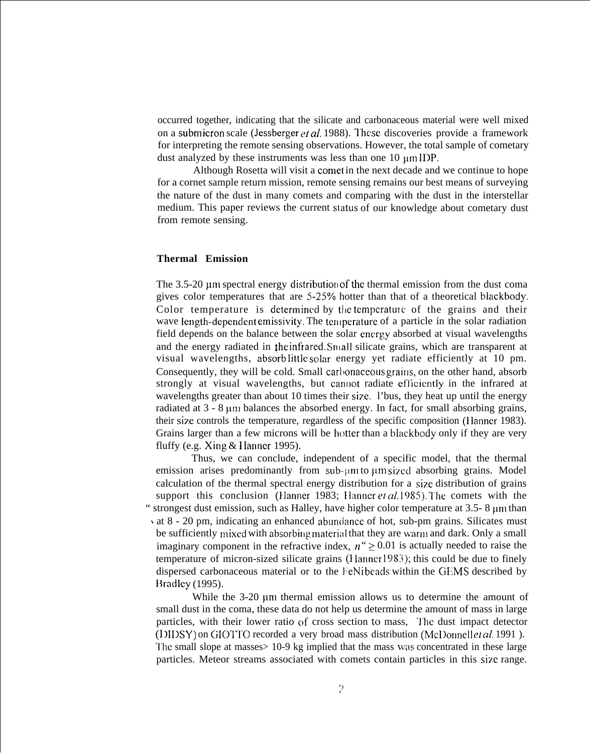occurred together, indicating that the silicate and carbonaceous material were well mixed on a submicron scale (Jessberger *et al.* 1988). These discoveries provide a framework for interpreting the remote sensing observations. However, the total sample of cometary dust analyzed by these instruments was less than one 10 μm IDP.

Although Rosetta will visit a comet in the next decade and we continue to hope for a comet sample return mission, remote sensing remains our best means of surveying the nature of the dust in many comets and comparing with the dust in the interstellar medium. This paper reviews the current status of our knowledge about cometary dust from remote sensing.

## Thermal Emission

The 3.5-20 μm spectral energy distribution of the thermal emission from the dust coma gives color temperatures that are 5-25% hotter than that of a theoretical blackbody. Color temperature is determined by the temperature of the grains and their wave length-dependent emissivity. The temperature of a particle in the solar radiation field depends on the balance between the solar energy absorbed at visual wavelengths and the energy radiated in the infrared. Small silicate grains, which are transparent at visual wavelengths, absorb little solar energy yet radiate efficiently at 10 μm. Consequently, they will be cold. Small carbonaceous grains, on the other hand, absorb strongly at visual wavelengths, but cannot radiate efficiently in the infrared at wavelengths greater than about 10 times their size. Thus, they heat up until the energy radiated at 3 - 8 μm balances the absorbed energy. In fact, for small absorbing grains, their size controls the temperature, regardless of the specific composition (Hanner 1983). Grains larger than a few microns will be hotter than a blackbody only if they are very fluffy (e.g. Xing & Hanner 1995).

Thus, we can conclude, independent of a specific model, that the thermal emission arises predominantly from sub-μm to μm sized absorbing grains. Model calculation of the thermal spectral energy distribution for a size distribution of grains support this conclusion (Hanner 1983; Hanner *et al.* 1985). The comets with the strongest dust emission, such as Halley, have higher color temperature at 3.5- 8 μm than at 8 - 20 μm, indicating an enhanced abundance of hot, sub-μm grains. Silicates must be sufficiently mixed with absorbing material that they are warm and dark. Only a small imaginary component in the refractive index, $n'' \gtrsim 0.01$ is actually needed to raise the temperature of micron-sized silicate grains (Hanner 1983); this could be due to finely dispersed carbonaceous material or to the FeNi beads within the GEMS described by Bradley (1995).

While the 3-20 μm thermal emission allows us to determine the amount of small dust in the coma, these data do not help us determine the amount of mass in large particles, with their lower ratio of cross section to mass. The dust impact detector (DIDSY) on GIOTTO recorded a very broad mass distribution (McDonnell *et al.* 1991 ). The small slope at masses> 10-9 kg implied that the mass was concentrated in these large particles. Meteor streams associated with comets contain particles in this size range.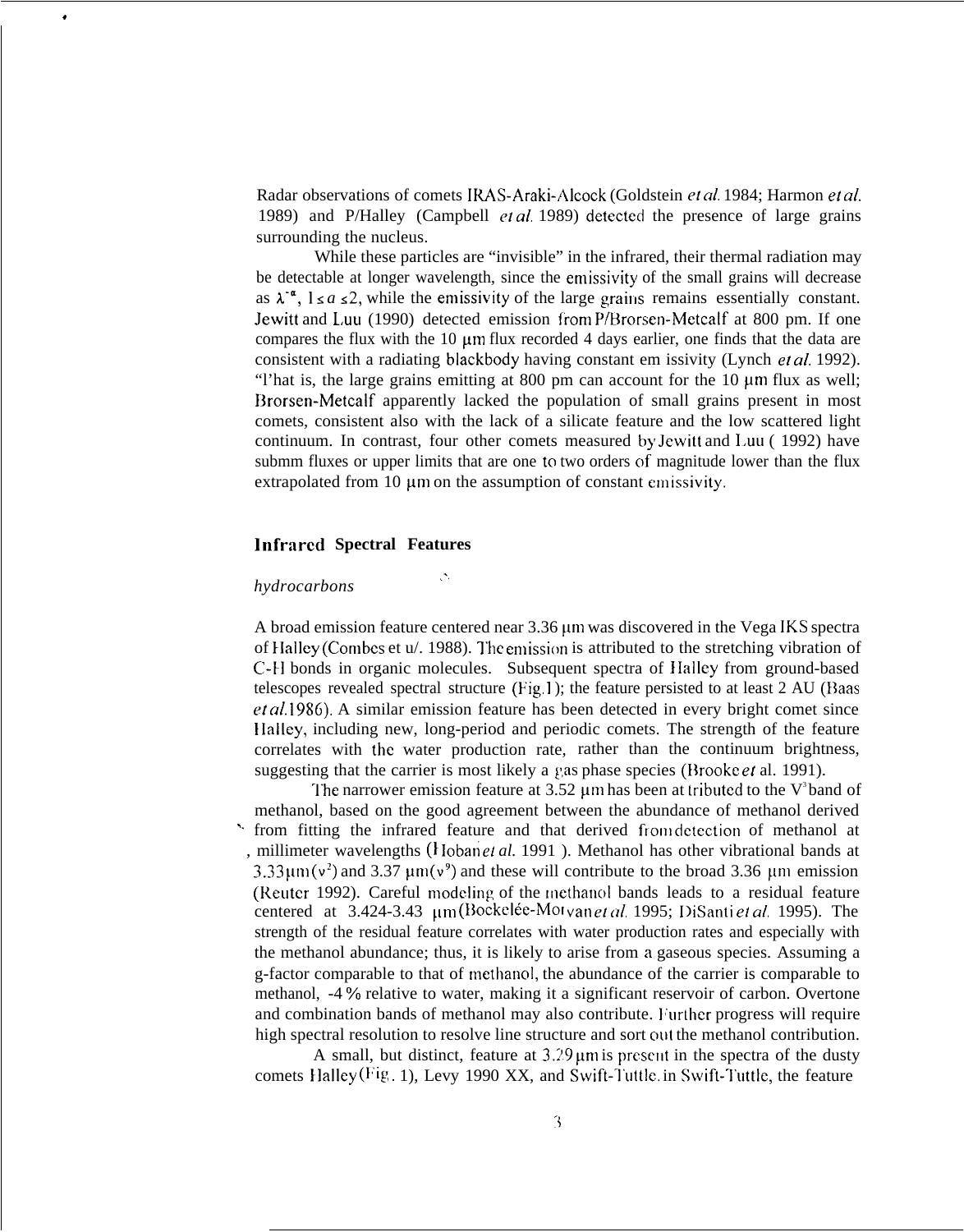Radar observations of comets IRAS-Araki-Alcock (Goldstein *et al.* 1984; Harmon *et al.* 1989) and P/Halley (Campbell *et al.* 1989) detected the presence of large grains surrounding the nucleus.

While these particles are "invisible" in the infrared, their thermal radiation may be detectable at longer wavelength, since the emissivity of the small grains will decrease as $\lambda^{-a}$, $1 \le a \le 2$, while the emissivity of the large grains remains essentially constant. Jewitt and Luu (1990) detected emission from P/Brorsen-Metcalf at 800 pm. If one compares the flux with the 10 μm flux recorded 4 days earlier, one finds that the data are consistent with a radiating blackbody having constant em issivity (Lynch *et al.* 1992). "l'hat is, the large grains emitting at 800 pm can account for the 10 μm flux as well; Brorsen-Metcalf apparently lacked the population of small grains present in most comets, consistent also with the lack of a silicate feature and the low scattered light continuum. In contrast, four other comets measured by Jewitt and Luu ( 1992) have submm fluxes or upper limits that are one to two orders of magnitude lower than the flux extrapolated from 10 μm on the assumption of constant emissivity.

## Infrared Spectral Features

### *hydrocarbons*

A broad emission feature centered near 3.36 μm was discovered in the Vega IKS spectra of Halley (Combes et u/. 1988). The emission is attributed to the stretching vibration of C-H bonds in organic molecules. Subsequent spectra of Halley from ground-based telescopes revealed spectral structure (Fig. 1); the feature persisted to at least 2 AU (Baas *et al.* 1986). A similar emission feature has been detected in every bright comet since Halley, including new, long-period and periodic comets. The strength of the feature correlates with the water production rate, rather than the continuum brightness, suggesting that the carrier is most likely a gas phase species (Brooke *et* al. 1991).

The narrower emission feature at 3.52 μm has been at tributed to the $V^3$ band of methanol, based on the good agreement between the abundance of methanol derived from fitting the infrared feature and that derived from detection of methanol at millimeter wavelengths (Hoban *et al.* 1991 ). Methanol has other vibrational bands at 3.33 μm ($v^2$) and 3.37 μm ($v^9$) and these will contribute to the broad 3.36 μm emission (Reuter 1992). Careful modeling of the methanol bands leads to a residual feature centered at 3.424-3.43 μm (Bockelée-Morvan *et al.* 1995; DiSanti *et al.* 1995). The strength of the residual feature correlates with water production rates and especially with the methanol abundance; thus, it is likely to arise from a gaseous species. Assuming a g-factor comparable to that of methanol, the abundance of the carrier is comparable to methanol, -4 % relative to water, making it a significant reservoir of carbon. Overtone and combination bands of methanol may also contribute. Further progress will require high spectral resolution to resolve line structure and sort out the methanol contribution.

A small, but distinct, feature at 3.29 μm is present in the spectra of the dusty comets Halley (Fig. 1), Levy 1990 XX, and Swift-Tuttle. in Swift-Tuttle, the feature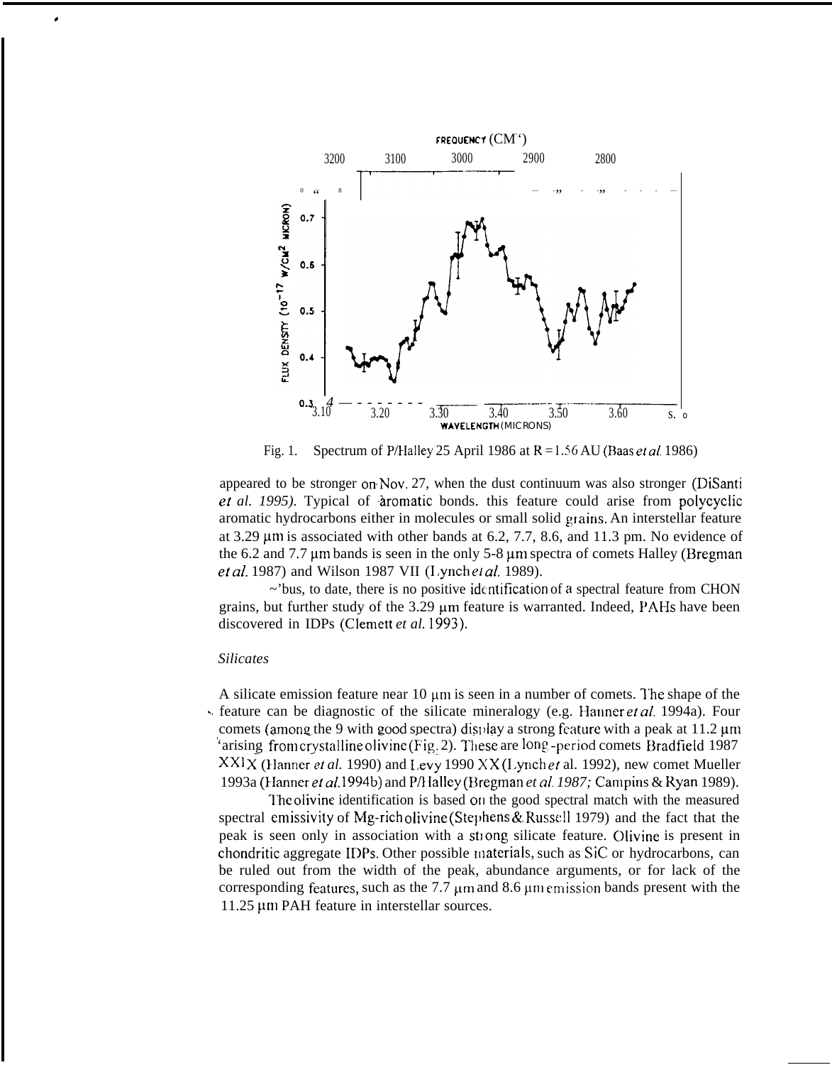Fig. 1. Spectrum of P/Halley 25 April 1986 at R = 1.56 AU (Baas *et al.* 1986)

appeared to be stronger on Nov. 27, when the dust continuum was also stronger (DiSanti *et al. 1995).* Typical of aromatic bonds. this feature could arise from polycyclic aromatic hydrocarbons either in molecules or small solid grains. An interstellar feature at 3.29 μm is associated with other bands at 6.2, 7.7, 8.6, and 11.3 pm. No evidence of the 6.2 and 7.7 μm bands is seen in the only 5-8 μm spectra of comets Halley (Bregman *et al.* 1987) and Wilson 1987 VII (Lynch *et al.* 1989).

Thus, to date, there is no positive identification of a spectral feature from CHON grains, but further study of the 3.29 μm feature is warranted. Indeed, PAHs have been discovered in IDPs (Clemett *et al.* 1993).

*Silicates*

A silicate emission feature near 10 μm is seen in a number of comets. The shape of the feature can be diagnostic of the silicate mineralogy (e.g. Hanner *et al.* 1994a). Four comets (among the 9 with good spectra) display a strong feature with a peak at 11.2 μm arising from crystalline olivine (Fig. 2). These are long-period comets Bradfield 1987 XXIX (Hanner *et al.* 1990) and Levy 1990 XX (Lynch *et* al. 1992), new comet Mueller 1993a (Hanner *et al.* 1994b) and P/Halley (Bregman *et al. 1987;* Campins & Ryan 1989).

The olivine identification is based on the good spectral match with the measured spectral emissivity of Mg-rich olivine (Stephens & Russell 1979) and the fact that the peak is seen only in association with a strong silicate feature. Olivine is present in chondritic aggregate IDPs. Other possible materials, such as SiC or hydrocarbons, can be ruled out from the width of the peak, abundance arguments, or for lack of the corresponding features, such as the 7.7 μm and 8.6 μm emission bands present with the 11.25 μm PAH feature in interstellar sources.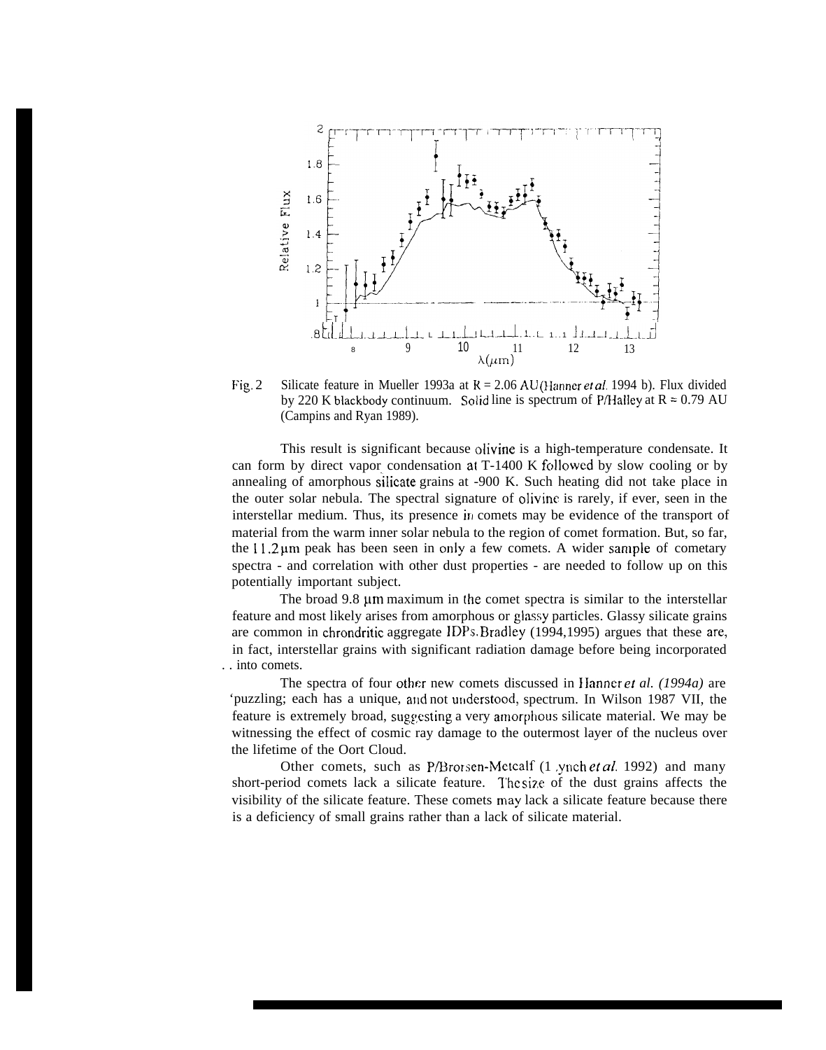Fig. 2 Silicate feature in Mueller 1993a at R = 2.06 AU (Hanner *et al.* 1994 b). Flux divided by 220 K blackbody continuum. Solid line is spectrum of P/Halley at R ≈ 0.79 AU (Campins and Ryan 1989).

This result is significant because olivine is a high-temperature condensate. It can form by direct vapor condensation at T-1400 K followed by slow cooling or by annealing of amorphous silicate grains at -900 K. Such heating did not take place in the outer solar nebula. The spectral signature of olivine is rarely, if ever, seen in the interstellar medium. Thus, its presence in comets may be evidence of the transport of material from the warm inner solar nebula to the region of comet formation. But, so far, the 11.2 μm peak has been seen in only a few comets. A wider sample of cometary spectra - and correlation with other dust properties - are needed to follow up on this potentially important subject.

The broad 9.8 μm maximum in the comet spectra is similar to the interstellar feature and most likely arises from amorphous or glassy particles. Glassy silicate grains are common in chrondritic aggregate IDPs. Bradley (1994,1995) argues that these are, in fact, interstellar grains with significant radiation damage before being incorporated into comets.

The spectra of four other new comets discussed in Hanner *et al. (1994a)* are 'puzzling; each has a unique, and not understood, spectrum. In Wilson 1987 VII, the feature is extremely broad, suggesting a very amorphous silicate material. We may be witnessing the effect of cosmic ray damage to the outermost layer of the nucleus over the lifetime of the Oort Cloud.

Other comets, such as P/Brorsen-Metcalf (Lynch *et al.* 1992) and many short-period comets lack a silicate feature. The size of the dust grains affects the visibility of the silicate feature. These comets may lack a silicate feature because there is a deficiency of small grains rather than a lack of silicate material.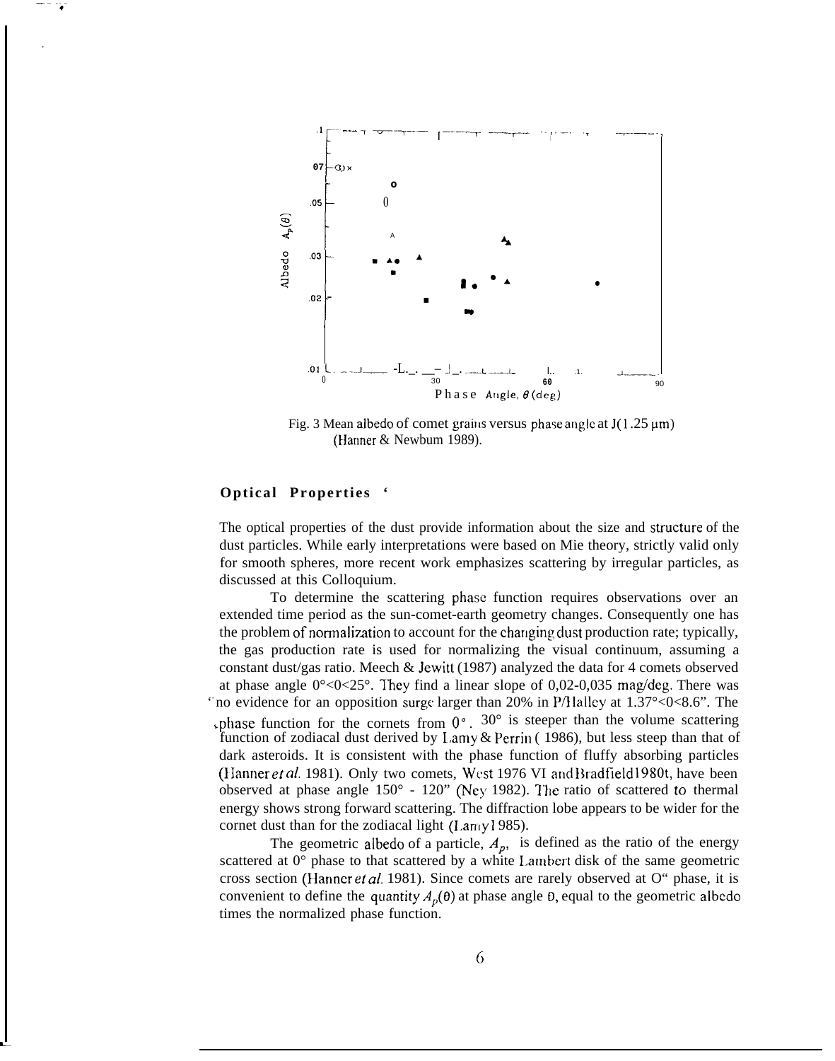Fig. 3 Mean albedo of comet grains versus phase angle at J(1.25 μm) (Hanner & Newburn 1989).

## Optical Properties

The optical properties of the dust provide information about the size and structure of the dust particles. While early interpretations were based on Mie theory, strictly valid only for smooth spheres, more recent work emphasizes scattering by irregular particles, as discussed at this Colloquium.

To determine the scattering phase function requires observations over an extended time period as the sun-comet-earth geometry changes. Consequently one has the problem of normalization to account for the changing dust production rate; typically, the gas production rate is used for normalizing the visual continuum, assuming a constant dust/gas ratio. Meech & Jewitt (1987) analyzed the data for 4 comets observed at phase angle $0° < \theta < 25°$. They find a linear slope of 0,02-0,035 mag/deg. There was no evidence for an opposition surge larger than 20% in P/Halley at $1.37° < \theta < 8.6°$. The phase function for the comets from 0° - 30° is steeper than the volume scattering function of zodiacal dust derived by Lamy & Perrin (1986), but less steep than that of dark asteroids. It is consistent with the phase function of fluffy absorbing particles (Hanner *et al.* 1981). Only two comets, West 1976 VI and Bradfield 1980t, have been observed at phase angle 150° - 120° (Ney 1982). The ratio of scattered to thermal energy shows strong forward scattering. The diffraction lobe appears to be wider for the comet dust than for the zodiacal light (Lamy 1985).

The geometric albedo of a particle, $A_p$, is defined as the ratio of the energy scattered at 0° phase to that scattered by a white Lambert disk of the same geometric cross section (Hanner *et al.* 1981). Since comets are rarely observed at 0° phase, it is convenient to define the quantity $A_p(\theta)$ at phase angle $\theta$, equal to the geometric albedo times the normalized phase function.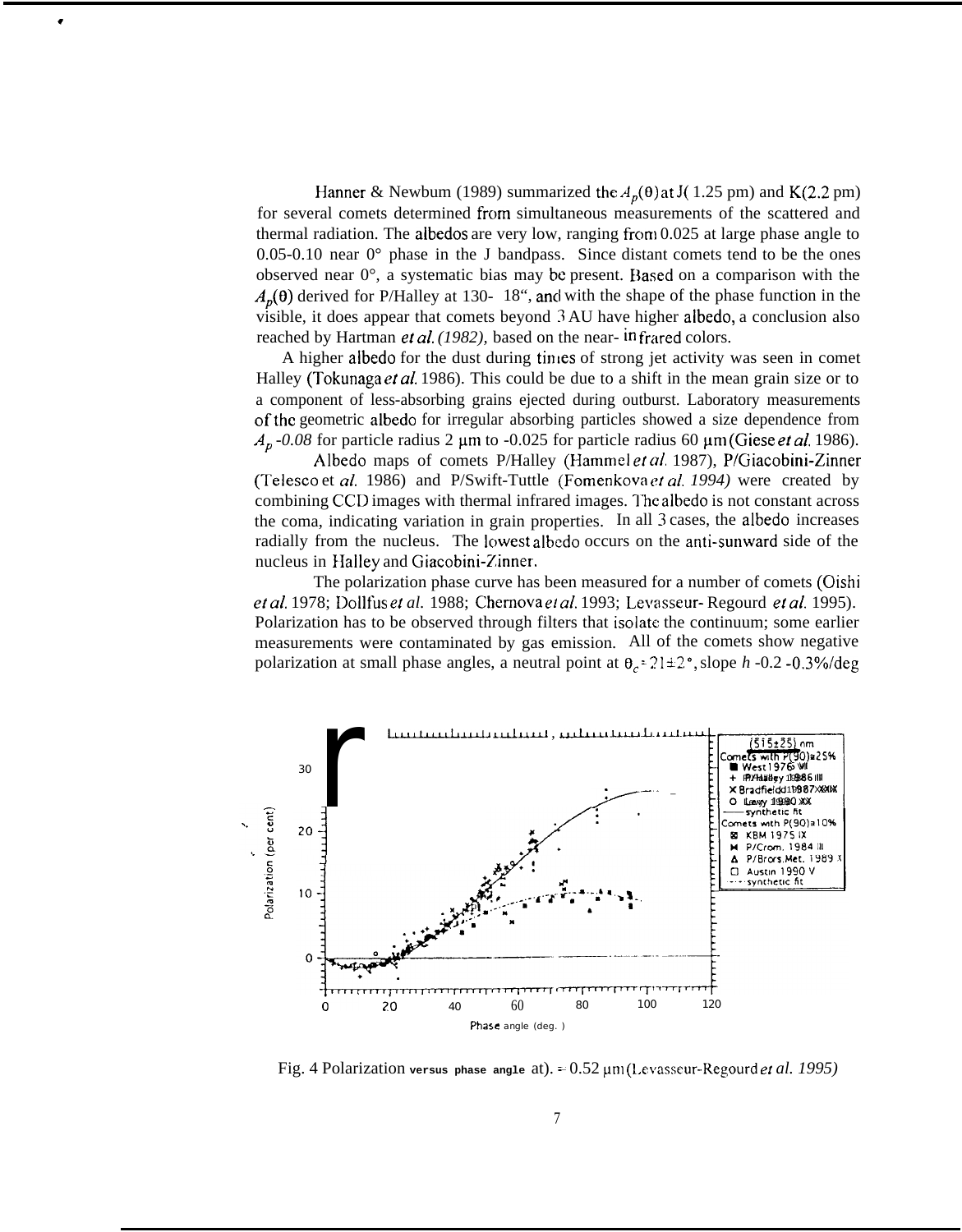Hanner & Newburn (1989) summarized the $A_p(\theta)$ at J(1.25 μm) and K(2.2 μm) for several comets determined from simultaneous measurements of the scattered and thermal radiation. The albedos are very low, ranging from 0.025 at large phase angle to 0.05-0.10 near 0° phase in the J bandpass. Since distant comets tend to be the ones observed near 0°, a systematic bias may be present. Based on a comparison with the $A_p(\theta)$ derived for P/Halley at 130- 18", and with the shape of the phase function in the visible, it does appear that comets beyond 3 AU have higher albedo, a conclusion also reached by Hartman *et al. (1982)*, based on the near- infrared colors.

A higher albedo for the dust during times of strong jet activity was seen in comet Halley (Tokunaga *et al.* 1986). This could be due to a shift in the mean grain size or to a component of less-absorbing grains ejected during outburst. Laboratory measurements of the geometric albedo for irregular absorbing particles showed a size dependence from $A_p$ *-0.08* for particle radius 2 μm to -0.025 for particle radius 60 μm (Giese *et al.* 1986).

Albedo maps of comets P/Halley (Hammel *et al.* 1987), P/Giacobini-Zinner (Telesco et *al.* 1986) and P/Swift-Tuttle (Fomenkova *et al. 1994)* were created by combining CCD images with thermal infrared images. The albedo is not constant across the coma, indicating variation in grain properties. In all 3 cases, the albedo increases radially from the nucleus. The lowest albedo occurs on the anti-sunward side of the nucleus in Halley and Giacobini-Zinner.

The polarization phase curve has been measured for a number of comets (Oishi *et al.* 1978; Dollfus *et al.* 1988; Chernova *et al.* 1993; Levasseur- Regourd *et al.* 1995). Polarization has to be observed through filters that isolate the continuum; some earlier measurements were contaminated by gas emission. All of the comets show negative polarization at small phase angles, a neutral point at $\theta_c \approx 21 \pm 2°$, slope *h* -0.2 -0.3%/deg

Fig. 4 Polarization versus phase angle at λ = 0.52 μm (Levasseur-Regourd *et al. 1995)*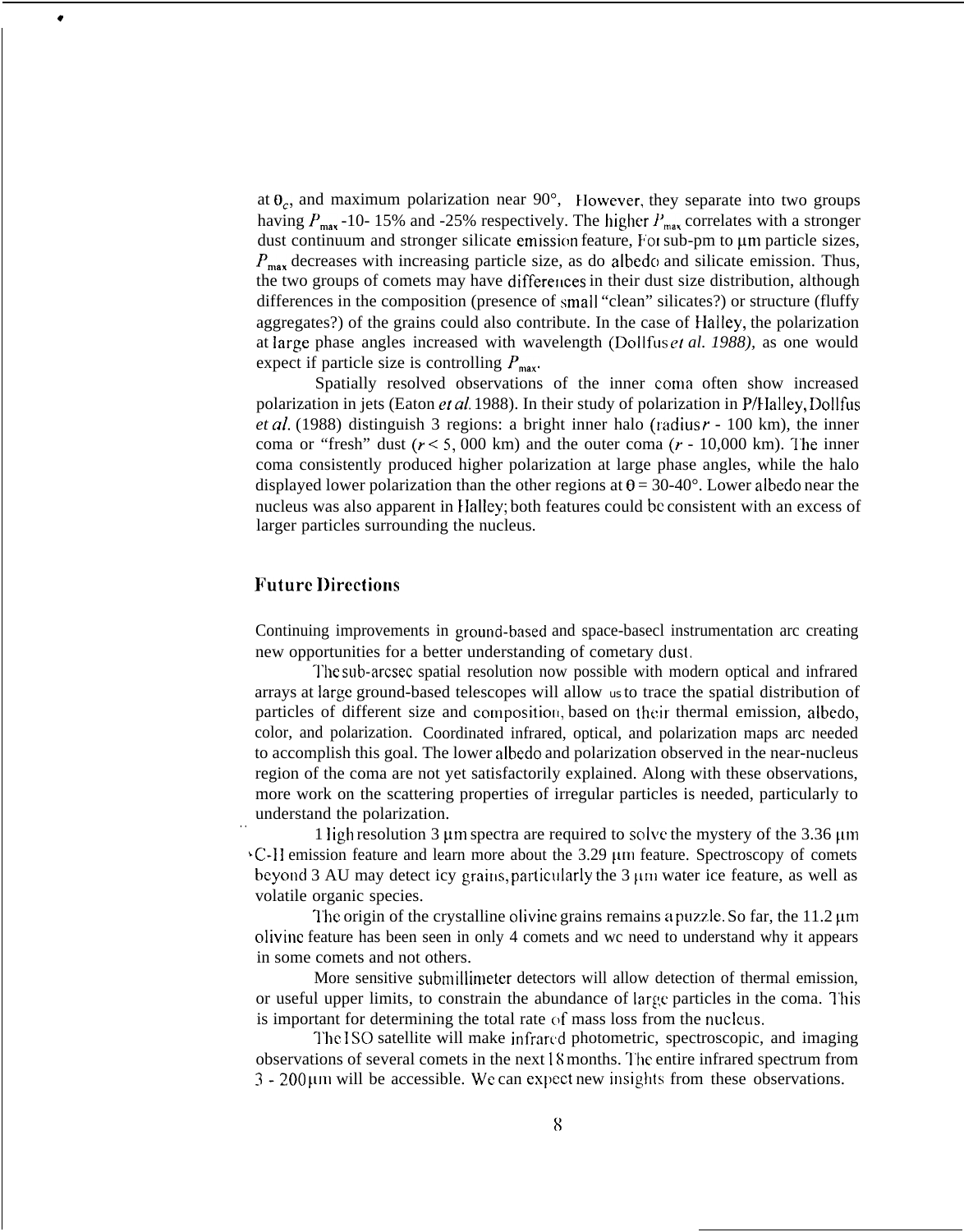at $\theta_c$, and maximum polarization near 90°, However, they separate into two groups having $P_{max}$ ~10- 15% and ~25% respectively. The higher $P_{max}$ correlates with a stronger dust continuum and stronger silicate emission feature, For sub-μm to μm particle sizes, $P_{max}$ decreases with increasing particle size, as do albedo and silicate emission. Thus, the two groups of comets may have differences in their dust size distribution, although differences in the composition (presence of small "clean" silicates?) or structure (fluffy aggregates?) of the grains could also contribute. In the case of Halley, the polarization at large phase angles increased with wavelength (Dollfus *et al. 1988),* as one would expect if particle size is controlling $P_{max}$.

Spatially resolved observations of the inner coma often show increased polarization in jets (Eaton *et al.* 1988). In their study of polarization in P/Halley, Dollfus *et al.* (1988) distinguish 3 regions: a bright inner halo (radius $r$ ~ 100 km), the inner coma or "fresh" dust ($r$ < 5, 000 km) and the outer coma ($r$ ~ 10,000 km). The inner coma consistently produced higher polarization at large phase angles, while the halo displayed lower polarization than the other regions at $\theta$ = 30-40°. Lower albedo near the nucleus was also apparent in Halley; both features could be consistent with an excess of larger particles surrounding the nucleus.

## Future Directions

Continuing improvements in ground-based and space-based instrumentation are creating new opportunities for a better understanding of cometary dust.

The sub-arcsec spatial resolution now possible with modern optical and infrared arrays at large ground-based telescopes will allow us to trace the spatial distribution of particles of different size and composition, based on their thermal emission, albedo, color, and polarization. Coordinated infrared, optical, and polarization maps are needed to accomplish this goal. The lower albedo and polarization observed in the near-nucleus region of the coma are not yet satisfactorily explained. Along with these observations, more work on the scattering properties of irregular particles is needed, particularly to understand the polarization.

High resolution 3 μm spectra are required to solve the mystery of the 3.36 μm C-H emission feature and learn more about the 3.29 μm feature. Spectroscopy of comets beyond 3 AU may detect icy grains, particularly the 3 μm water ice feature, as well as volatile organic species.

The origin of the crystalline olivine grains remains a puzzle. So far, the 11.2 μm olivine feature has been seen in only 4 comets and we need to understand why it appears in some comets and not others.

More sensitive submillimeter detectors will allow detection of thermal emission, or useful upper limits, to constrain the abundance of large particles in the coma. This is important for determining the total rate of mass loss from the nucleus.

The ISO satellite will make infrared photometric, spectroscopic, and imaging observations of several comets in the next 18 months. The entire infrared spectrum from 3 - 200 μm will be accessible. We can expect new insights from these observations.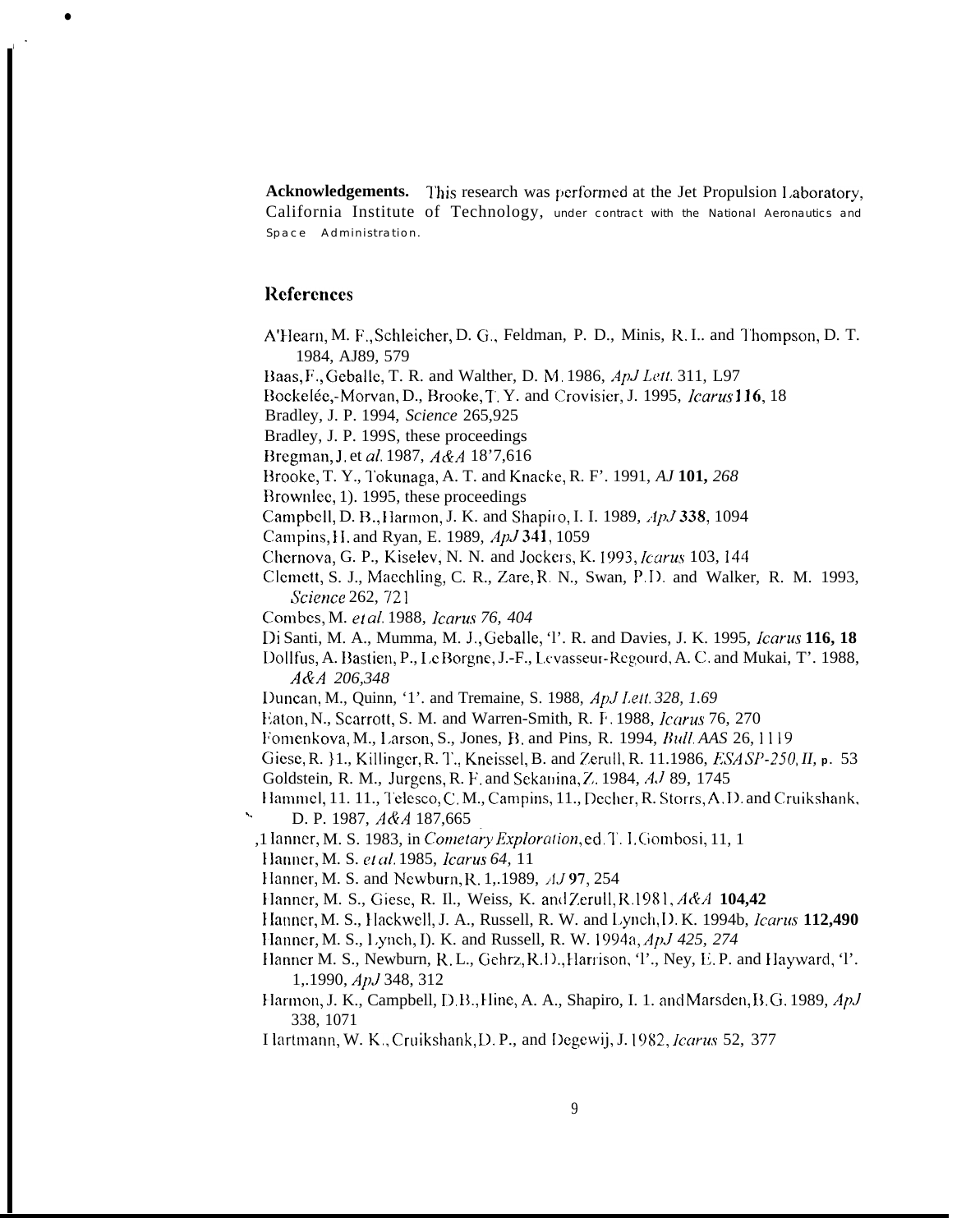**Acknowledgements.** This research was performed at the Jet Propulsion Laboratory, California Institute of Technology, under contract with the National Aeronautics and Space Administration.

## References

A'Hearn, M. F., Schleicher, D. G., Feldman, P. D., Minis, R. L. and Thompson, D. T. 1984, AJ89, 579

Baas, F., Geballe, T. R. and Walther, D. M. 1986, *ApJ Lett.* 311, L97

Bockelée,-Morvan, D., Brooke, T. Y. and Crovisier, J. 1995, *Icarus* **116**, 18

Bradley, J. P. 1994, *Science* 265,925

Bradley, J. P. 199S, these proceedings

Bregman, J. et *al.* 1987, *A&A* 18'7,616

Brooke, T. Y., Tokunaga, A. T. and Knacke, R. F'. 1991, *AJ* **101,** *268*

Brownlee, 1). 1995, these proceedings

Campbell, D. B., Harmon, J. K. and Shapiro, I. I. 1989, *ApJ* **338**, 1094

Campins, H. and Ryan, E. 1989, *ApJ* **341**, 1059

Chernova, G. P., Kiselev, N. N. and Jockers, K. 1993, *Icarus* 103, 144

Clemett, S. J., Maechling, C. R., Zare, R. N., Swan, P.D. and Walker, R. M. 1993, *Science* 262, 721

Combes, M. *et al.* 1988, *Icarus 76, 404*

Di Santi, M. A., Mumma, M. J., Geballe, 'l'. R. and Davies, J. K. 1995, *Icarus* **116, 18**

Dollfus, A. Bastien, P., Le Borgne, J.-F., Levasseur-Regourd, A. C. and Mukai, T'. 1988, *A&A 206,348*

Duncan, M., Quinn, '1'. and Tremaine, S. 1988, *ApJ Lett. 328, 1.69*

Eaton, N., Scarrott, S. M. and Warren-Smith, R. F. 1988, *Icarus* 76, 270

Fomenkova, M., Larson, S., Jones, B. and Pins, R. 1994, *Bull. AAS* 26, 1119

Giese, R. }1., Killinger, R. T., Kneissel, B. and Zerull, R. 11.1986, *ESA SP-250, II,* p. 53

Goldstein, R. M., Jurgens, R. F. and Sekanina, Z. 1984, *AJ* 89, 1745

Hammel, 11. 11., Telesco, C. M., Campins, 11., Decher, R. Storrs, A. D. and Cruikshank, D. P. 1987, *A&A* 187,665

Hanner, M. S. 1983, in *Cometary Exploration*, ed. T. I. Gombosi, 11, 1

Hanner, M. S. *et al.* 1985, *Icarus 64,* 11

Hanner, M. S. and Newburn, R. 1,.1989, *AJ* **97**, 254

Hanner, M. S., Giese, R. H., Weiss, K. and Zerull, R. 1981, *A&A* **104,42**

Hanner, M. S., Hackwell, J. A., Russell, R. W. and Lynch, D. K. 1994b, *Icarus* **112,490**

Hanner, M. S., Lynch, D. K. and Russell, R. W. 1994a, *ApJ 425, 274*

Hanner M. S., Newburn, R. L., Gehrz, R.D., Harrison, 'l'., Ney, E. P. and Hayward, 'l'. 1,.1990, *ApJ* 348, 312

Harmon, J. K., Campbell, D.B., Hine, A. A., Shapiro, I. 1. and Marsden, B. G. 1989, *ApJ* 338, 1071

Hartmann, W. K., Cruikshank, D. P., and Degewij, J. 1982, *Icarus* 52, 377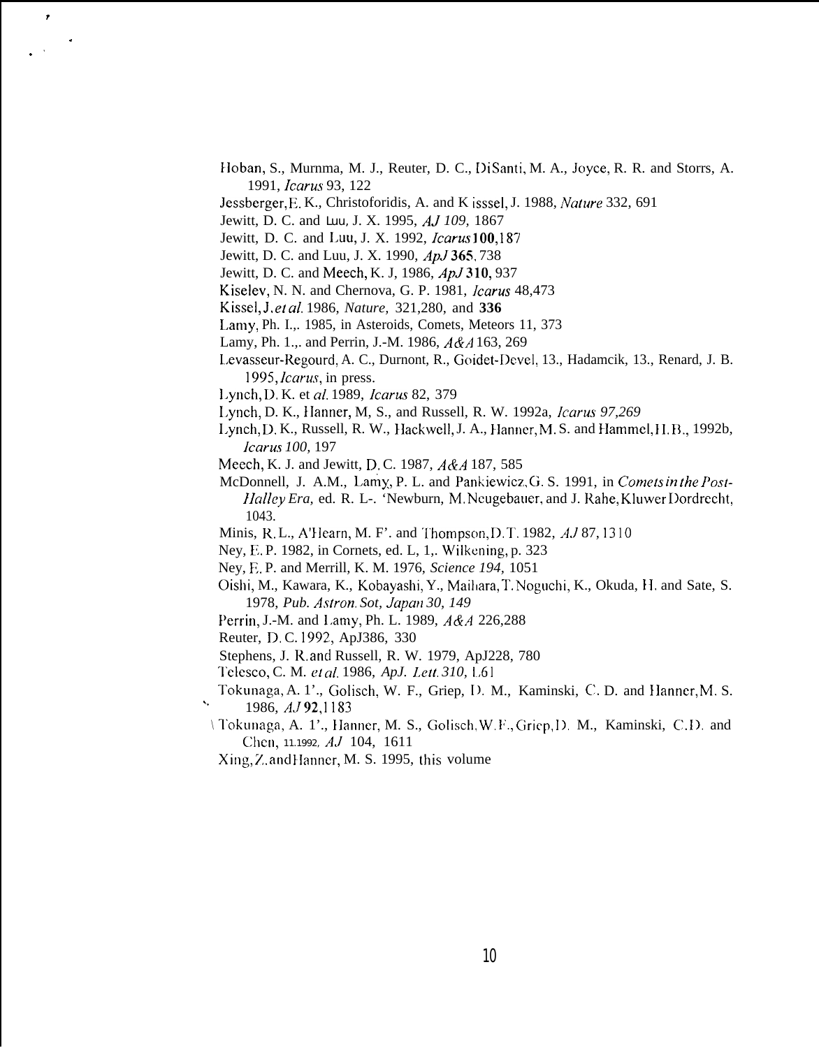Hoban, S., Murnma, M. J., Reuter, D. C., DiSanti, M. A., Joyce, R. R. and Storrs, A. 1991, *Icarus* 93, 122

Jessberger, E. K., Christoforidis, A. and Kisssel, J. 1988, *Nature* 332, 691

Jewitt, D. C. and Luu, J. X. 1995, *AJ 109*, 1867

Jewitt, D. C. and Luu, J. X. 1992, *Icarus* **100**,187

Jewitt, D. C. and Luu, J. X. 1990, *ApJ* **365**, 738

Jewitt, D. C. and Meech, K. J, 1986, *ApJ* **310**, 937

Kiselev, N. N. and Chernova, G. P. 1981, *Icarus* 48,473

Kissel, J. *et al.* 1986, *Nature*, 321,280, and **336**

Lamy, Ph. L,. 1985, in Asteroids, Comets, Meteors 11, 373

Lamy, Ph. 1.,. and Perrin, J.-M. 1986, *A&A* 163, 269

Levasseur-Regourd, A. C., Durnont, R., Goidet-Devel, 13., Hadamcik, 13., Renard, J. B. 1995, *Icarus*, in press.

Lynch, D. K. et *al.* 1989, *Icarus* 82, 379

Lynch, D. K., Hanner, M, S., and Russell, R. W. 1992a, *Icarus 97,269*

Lynch, D. K., Russell, R. W., Hackwell, J. A., Hanner, M. S. and Hammel, H. B., 1992b, *Icarus 100,* 197

Meech, K. J. and Jewitt, D. C. 1987, *A&A* 187, 585

McDonnell, J. A.M., Lamy, P. L. and Pankiewicz, G. S. 1991, in *Comets in the Post-Halley Era,* ed. R. L-. 'Newburn, M. Neugebauer, and J. Rahe, Kluwer Dordrecht, 1043.

Minis, R. L., A'Hearn, M. F'. and Thompson, D. T. 1982, *AJ* 87, 1310

Ney, E. P. 1982, in Cornets, ed. L, 1,. Wilkening, p. 323

Ney, E. P. and Merrill, K. M. 1976, *Science 194,* 1051

Oishi, M., Kawara, K., Kobayashi, Y., Maihara, T. Noguchi, K., Okuda, H. and Sate, S. 1978, *Pub. Astron. Sot, Japan 30, 149*

Perrin, J.-M. and Lamy, Ph. L. 1989, *A&A* 226,288

Reuter, D. C. 1992, ApJ386, 330

Stephens, J. R. and Russell, R. W. 1979, ApJ228, 780

Telesco, C. M. *et al.* 1986, *ApJ. Lett. 310,* L61

Tokunaga, A. 1'., Golisch, W. F., Griep, D. M., Kaminski, C. D. and Hanner, M. S. 1986, *AJ* **92**,1183

Tokunaga, A. 1'., Hanner, M. S., Golisch, W. F., Griep, D. M., Kaminski, C. D. and Chen, 11. 1992, *AJ* 104, 1611

Xing, Z. and Hanner, M. S. 1995, this volume